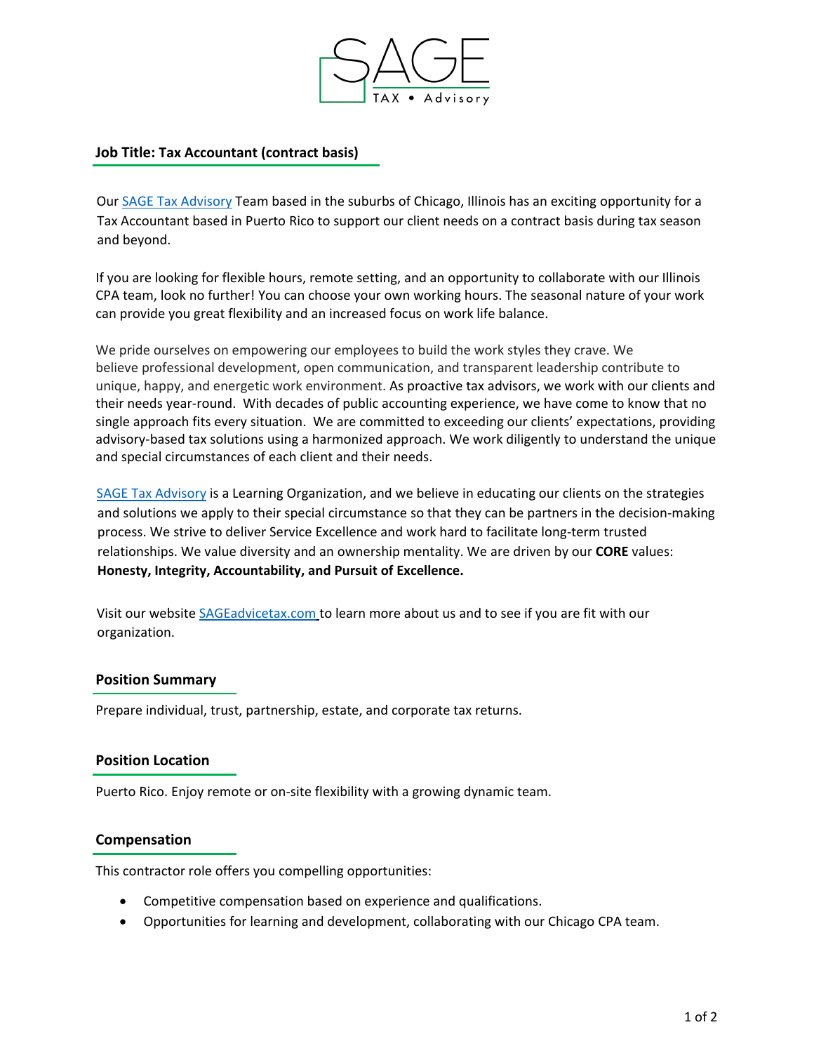SAGE

TAX • Advisory

**Job Title: Tax Accountant (contract basis)**

Our SAGE Tax Advisory Team based in the suburbs of Chicago, Illinois has an exciting opportunity for a Tax Accountant based in Puerto Rico to support our client needs on a contract basis during tax season and beyond.

If you are looking for flexible hours, remote setting, and an opportunity to collaborate with our Illinois CPA team, look no further! You can choose your own working hours. The seasonal nature of your work can provide you great flexibility and an increased focus on work life balance.

We pride ourselves on empowering our employees to build the work styles they crave. We believe professional development, open communication, and transparent leadership contribute to unique, happy, and energetic work environment. As proactive tax advisors, we work with our clients and their needs year-round. With decades of public accounting experience, we have come to know that no single approach fits every situation. We are committed to exceeding our clients' expectations, providing advisory-based tax solutions using a harmonized approach. We work diligently to understand the unique and special circumstances of each client and their needs.

SAGE Tax Advisory is a Learning Organization, and we believe in educating our clients on the strategies and solutions we apply to their special circumstance so that they can be partners in the decision-making process. We strive to deliver Service Excellence and work hard to facilitate long-term trusted relationships. We value diversity and an ownership mentality. We are driven by our **CORE** values: **Honesty, Integrity, Accountability, and Pursuit of Excellence.**

Visit our website SAGEadvicetax.com to learn more about us and to see if you are fit with our organization.

## Position Summary

Prepare individual, trust, partnership, estate, and corporate tax returns.

## Position Location

Puerto Rico. Enjoy remote or on-site flexibility with a growing dynamic team.

## Compensation

This contractor role offers you compelling opportunities:

- Competitive compensation based on experience and qualifications.
- Opportunities for learning and development, collaborating with our Chicago CPA team.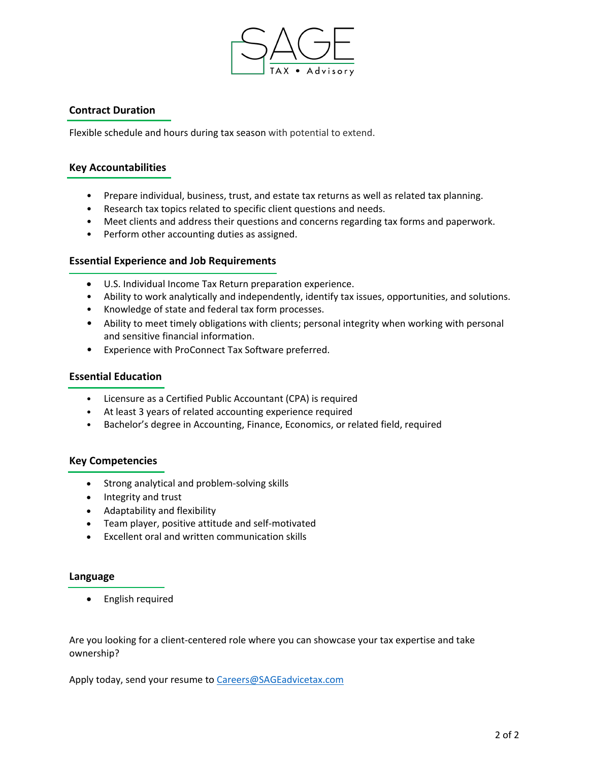## Contract Duration

Flexible schedule and hours during tax season with potential to extend.

## Key Accountabilities

- Prepare individual, business, trust, and estate tax returns as well as related tax planning.
- Research tax topics related to specific client questions and needs.
- Meet clients and address their questions and concerns regarding tax forms and paperwork.
- Perform other accounting duties as assigned.

## Essential Experience and Job Requirements

- U.S. Individual Income Tax Return preparation experience.
- Ability to work analytically and independently, identify tax issues, opportunities, and solutions.
- Knowledge of state and federal tax form processes.
- Ability to meet timely obligations with clients; personal integrity when working with personal and sensitive financial information.
- Experience with ProConnect Tax Software preferred.

## Essential Education

- Licensure as a Certified Public Accountant (CPA) is required
- At least 3 years of related accounting experience required
- Bachelor's degree in Accounting, Finance, Economics, or related field, required

## Key Competencies

- Strong analytical and problem-solving skills
- Integrity and trust
- Adaptability and flexibility
- Team player, positive attitude and self-motivated
- Excellent oral and written communication skills

## Language

- English required

Are you looking for a client-centered role where you can showcase your tax expertise and take ownership?

Apply today, send your resume to [Careers@SAGEadvicetax.com](mailto:Careers@SAGEadvicetax.com)